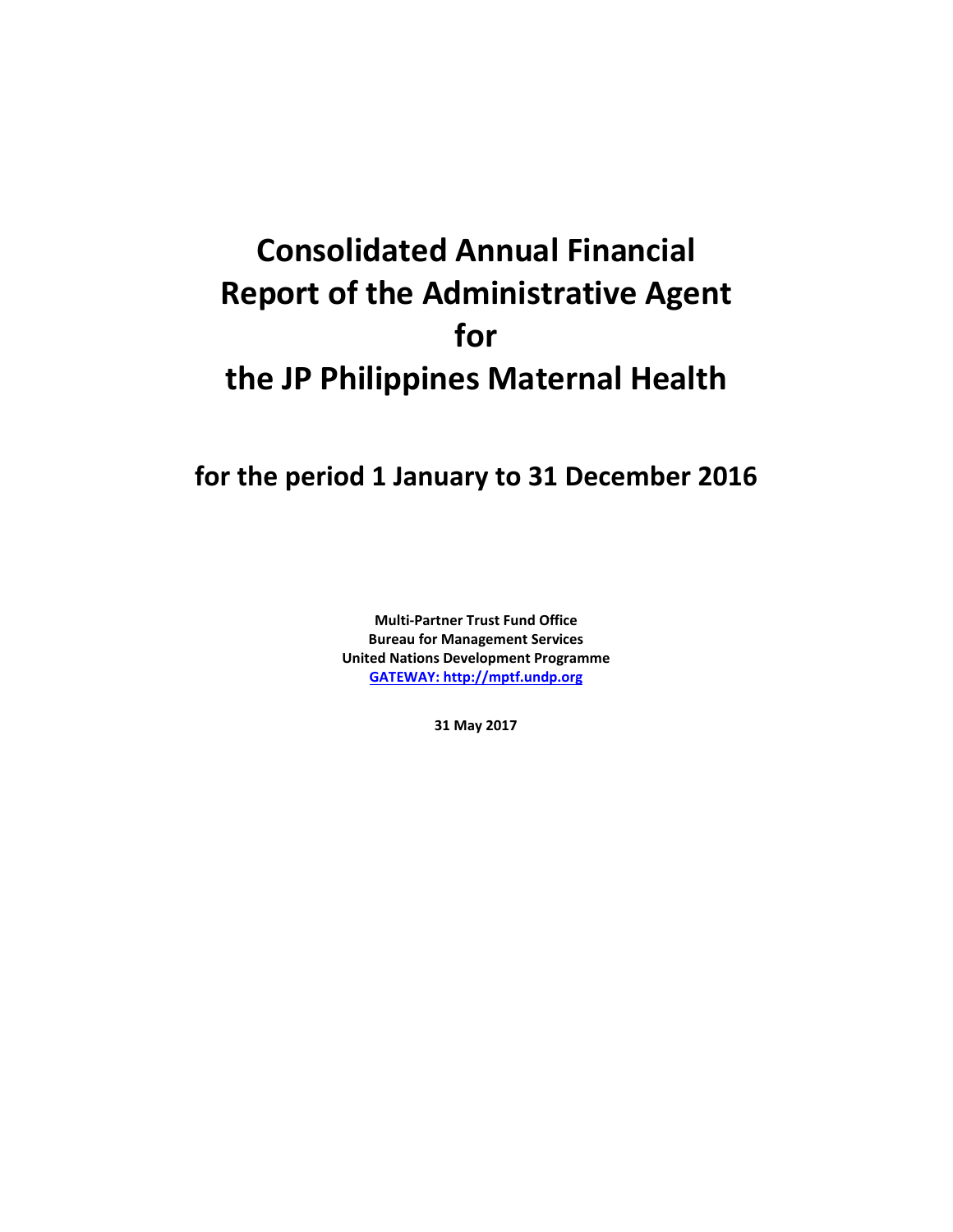# Consolidated Annual Financial Report of the Administrative Agent for the JP Philippines Maternal Health

## for the period 1 January to 31 December 2016

**Multi-Partner Trust Fund Office**
**Bureau for Management Services**
**United Nations Development Programme**
**GATEWAY: http://mptf.undp.org**

**31 May 2017**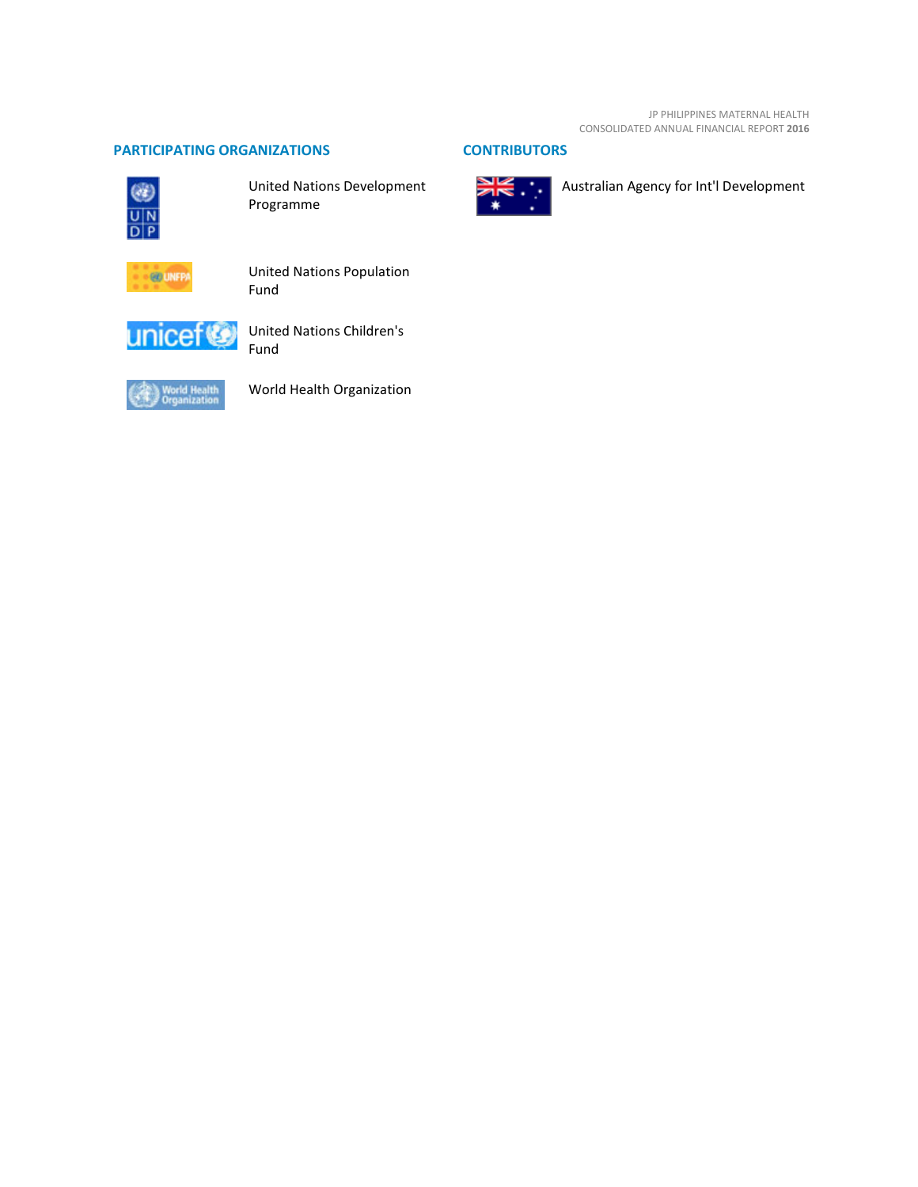## PARTICIPATING ORGANIZATIONS

- United Nations Development Programme
- United Nations Population Fund
- United Nations Children's Fund
- World Health Organization

## CONTRIBUTORS

- Australian Agency for Int'l Development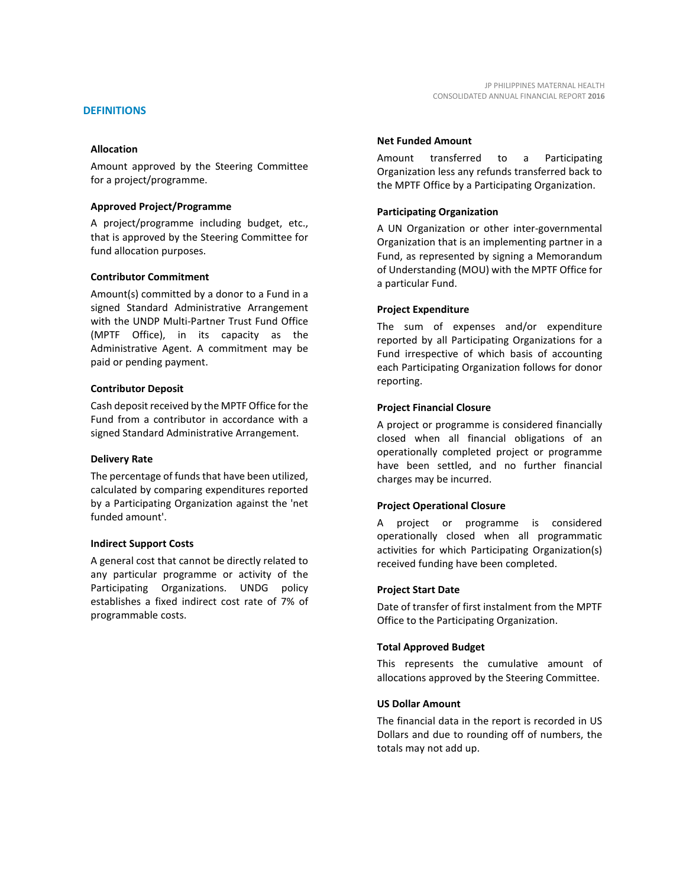## DEFINITIONS

### Allocation

Amount approved by the Steering Committee for a project/programme.

### Approved Project/Programme

A project/programme including budget, etc., that is approved by the Steering Committee for fund allocation purposes.

### Contributor Commitment

Amount(s) committed by a donor to a Fund in a signed Standard Administrative Arrangement with the UNDP Multi-Partner Trust Fund Office (MPTF Office), in its capacity as the Administrative Agent. A commitment may be paid or pending payment.

### Contributor Deposit

Cash deposit received by the MPTF Office for the Fund from a contributor in accordance with a signed Standard Administrative Arrangement.

### Delivery Rate

The percentage of funds that have been utilized, calculated by comparing expenditures reported by a Participating Organization against the 'net funded amount'.

### Indirect Support Costs

A general cost that cannot be directly related to any particular programme or activity of the Participating Organizations. UNDG policy establishes a fixed indirect cost rate of 7% of programmable costs.

### Net Funded Amount

Amount transferred to a Participating Organization less any refunds transferred back to the MPTF Office by a Participating Organization.

### Participating Organization

A UN Organization or other inter-governmental Organization that is an implementing partner in a Fund, as represented by signing a Memorandum of Understanding (MOU) with the MPTF Office for a particular Fund.

### Project Expenditure

The sum of expenses and/or expenditure reported by all Participating Organizations for a Fund irrespective of which basis of accounting each Participating Organization follows for donor reporting.

### Project Financial Closure

A project or programme is considered financially closed when all financial obligations of an operationally completed project or programme have been settled, and no further financial charges may be incurred.

### Project Operational Closure

A project or programme is considered operationally closed when all programmatic activities for which Participating Organization(s) received funding have been completed.

### Project Start Date

Date of transfer of first instalment from the MPTF Office to the Participating Organization.

### Total Approved Budget

This represents the cumulative amount of allocations approved by the Steering Committee.

### US Dollar Amount

The financial data in the report is recorded in US Dollars and due to rounding off of numbers, the totals may not add up.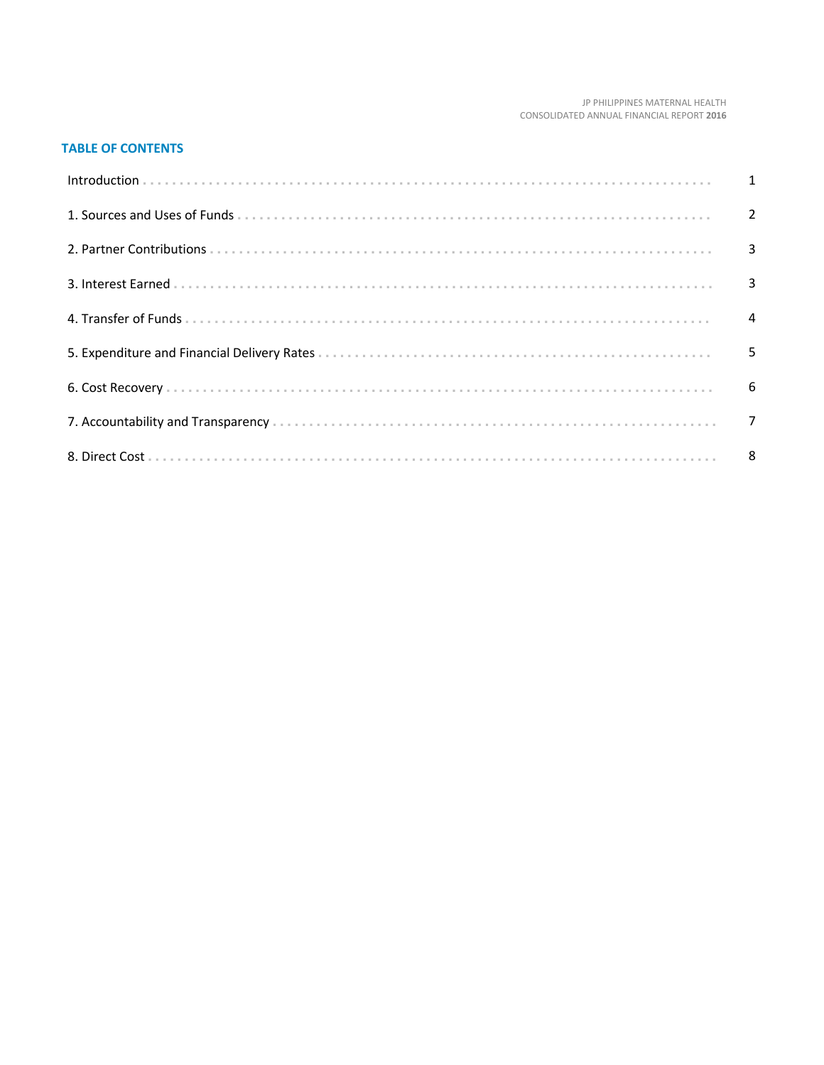## TABLE OF CONTENTS

| | |
|---|---|
| Introduction | 1 |
| 1. Sources and Uses of Funds | 2 |
| 2. Partner Contributions | 3 |
| 3. Interest Earned | 3 |
| 4. Transfer of Funds | 4 |
| 5. Expenditure and Financial Delivery Rates | 5 |
| 6. Cost Recovery | 6 |
| 7. Accountability and Transparency | 7 |
| 8. Direct Cost | 8 |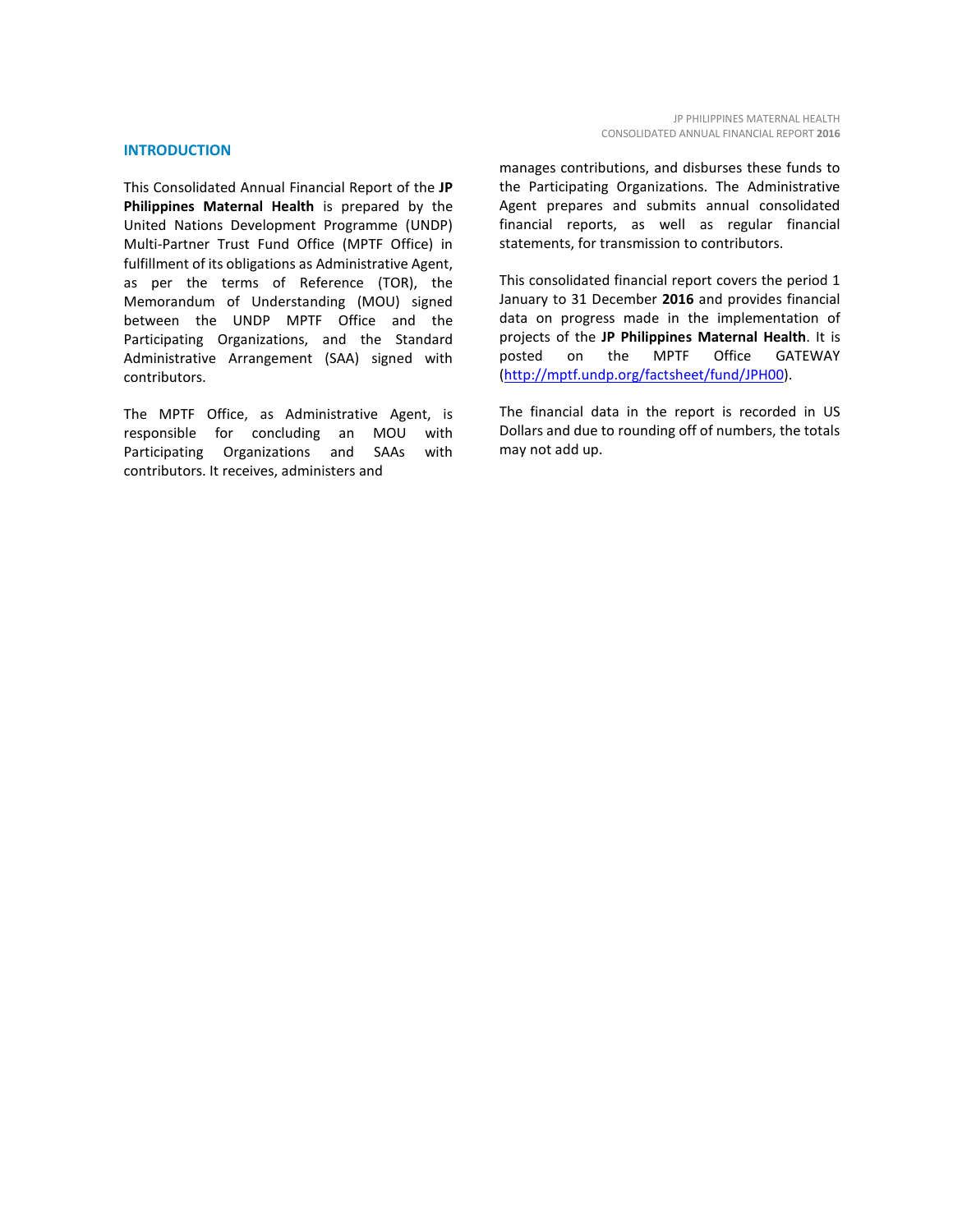## INTRODUCTION

This Consolidated Annual Financial Report of the **JP Philippines Maternal Health** is prepared by the United Nations Development Programme (UNDP) Multi-Partner Trust Fund Office (MPTF Office) in fulfillment of its obligations as Administrative Agent, as per the terms of Reference (TOR), the Memorandum of Understanding (MOU) signed between the UNDP MPTF Office and the Participating Organizations, and the Standard Administrative Arrangement (SAA) signed with contributors.

The MPTF Office, as Administrative Agent, is responsible for concluding an MOU with Participating Organizations and SAAs with contributors. It receives, administers and manages contributions, and disburses these funds to the Participating Organizations. The Administrative Agent prepares and submits annual consolidated financial reports, as well as regular financial statements, for transmission to contributors.

This consolidated financial report covers the period 1 January to 31 December **2016** and provides financial data on progress made in the implementation of projects of the **JP Philippines Maternal Health**. It is posted on the MPTF Office GATEWAY ([http://mptf.undp.org/factsheet/fund/JPH00](http://mptf.undp.org/factsheet/fund/JPH00)).

The financial data in the report is recorded in US Dollars and due to rounding off of numbers, the totals may not add up.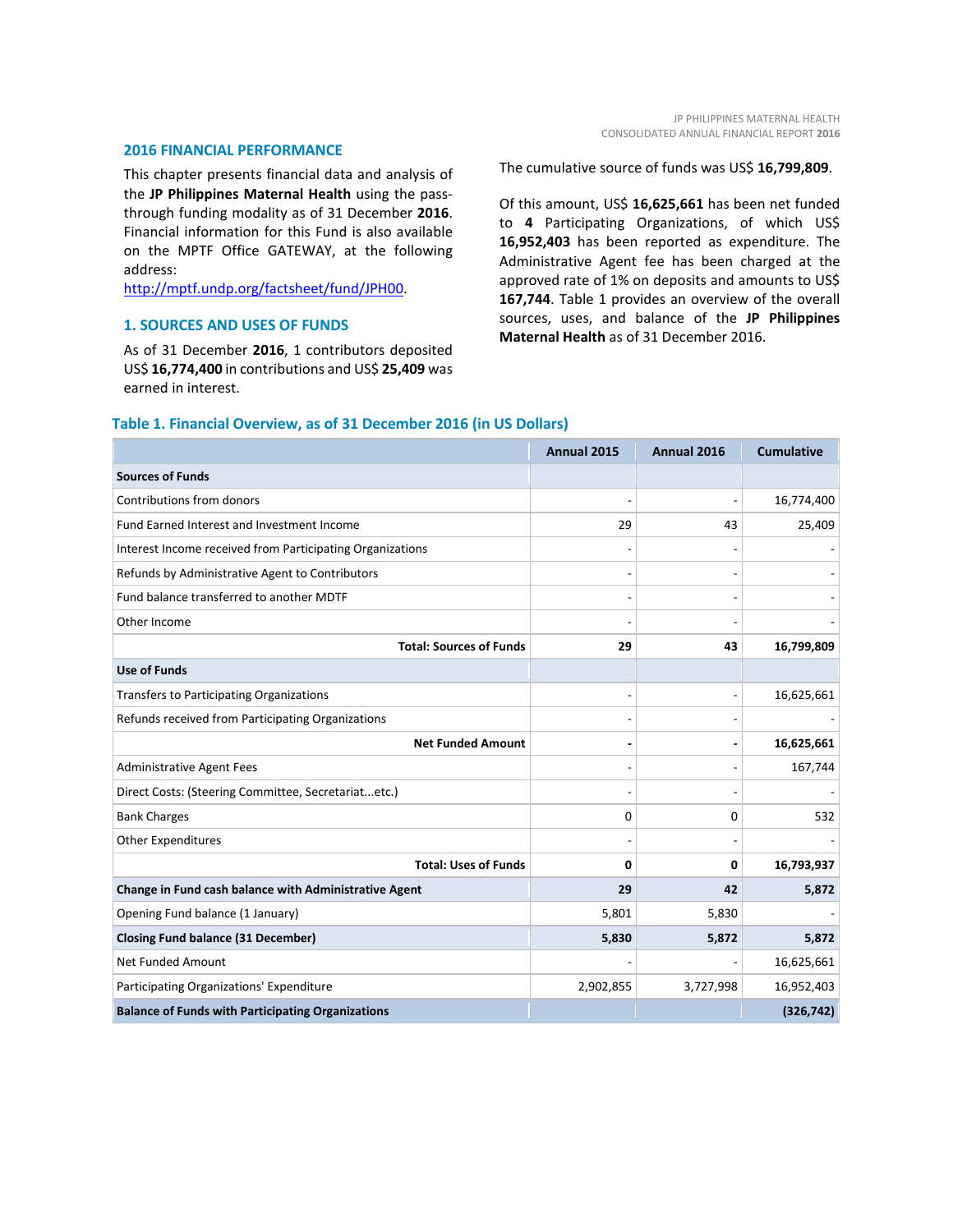## 2016 FINANCIAL PERFORMANCE

This chapter presents financial data and analysis of the **JP Philippines Maternal Health** using the pass-through funding modality as of 31 December **2016**. Financial information for this Fund is also available on the MPTF Office GATEWAY, at the following address: http://mptf.undp.org/factsheet/fund/JPH00.

## 1. SOURCES AND USES OF FUNDS

As of 31 December **2016**, 1 contributors deposited US$ **16,774,400** in contributions and US$ **25,409** was earned in interest.

The cumulative source of funds was US$ **16,799,809**.

Of this amount, US$ **16,625,661** has been net funded to **4** Participating Organizations, of which US$ **16,952,403** has been reported as expenditure. The Administrative Agent fee has been charged at the approved rate of 1% on deposits and amounts to US$ **167,744**. Table 1 provides an overview of the overall sources, uses, and balance of the **JP Philippines Maternal Health** as of 31 December 2016.

### Table 1. Financial Overview, as of 31 December 2016 (in US Dollars)

| | Annual 2015 | Annual 2016 | Cumulative |
|---|---|---|---|
| **Sources of Funds** | | | |
| Contributions from donors | - | - | 16,774,400 |
| Fund Earned Interest and Investment Income | 29 | 43 | 25,409 |
| Interest Income received from Participating Organizations | - | - | - |
| Refunds by Administrative Agent to Contributors | - | - | - |
| Fund balance transferred to another MDTF | - | - | - |
| Other Income | - | - | - |
| **Total: Sources of Funds** | **29** | **43** | **16,799,809** |
| **Use of Funds** | | | |
| Transfers to Participating Organizations | - | - | 16,625,661 |
| Refunds received from Participating Organizations | - | - | - |
| **Net Funded Amount** | **-** | **-** | **16,625,661** |
| Administrative Agent Fees | - | - | 167,744 |
| Direct Costs: (Steering Committee, Secretariat...etc.) | - | - | - |
| Bank Charges | 0 | 0 | 532 |
| Other Expenditures | - | - | - |
| **Total: Uses of Funds** | **0** | **0** | **16,793,937** |
| **Change in Fund cash balance with Administrative Agent** | **29** | **42** | **5,872** |
| Opening Fund balance (1 January) | 5,801 | 5,830 | - |
| **Closing Fund balance (31 December)** | **5,830** | **5,872** | **5,872** |
| Net Funded Amount | - | - | 16,625,661 |
| Participating Organizations' Expenditure | 2,902,855 | 3,727,998 | 16,952,403 |
| **Balance of Funds with Participating Organizations** | | | **(326,742)** |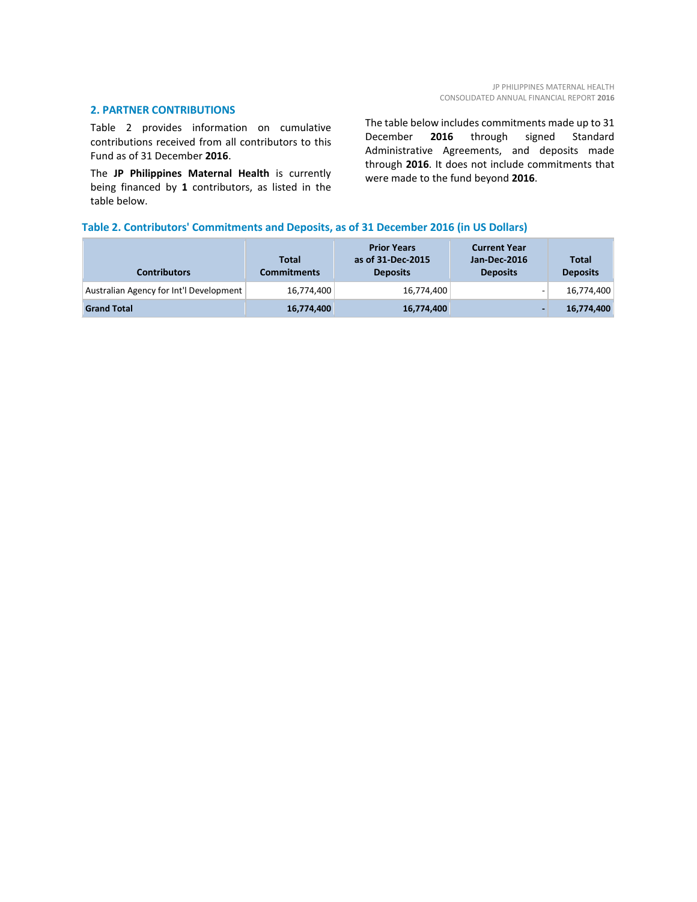## 2. PARTNER CONTRIBUTIONS

Table 2 provides information on cumulative contributions received from all contributors to this Fund as of 31 December **2016**.

The **JP Philippines Maternal Health** is currently being financed by **1** contributors, as listed in the table below.

The table below includes commitments made up to 31 December **2016** through signed Standard Administrative Agreements, and deposits made through **2016**. It does not include commitments that were made to the fund beyond **2016**.

**Table 2. Contributors' Commitments and Deposits, as of 31 December 2016 (in US Dollars)**

| Contributors | Total Commitments | Prior Years as of 31-Dec-2015 Deposits | Current Year Jan-Dec-2016 Deposits | Total Deposits |
|---|---|---|---|---|
| Australian Agency for Int'l Development | 16,774,400 | 16,774,400 | - | 16,774,400 |
| **Grand Total** | **16,774,400** | **16,774,400** | **-** | **16,774,400** |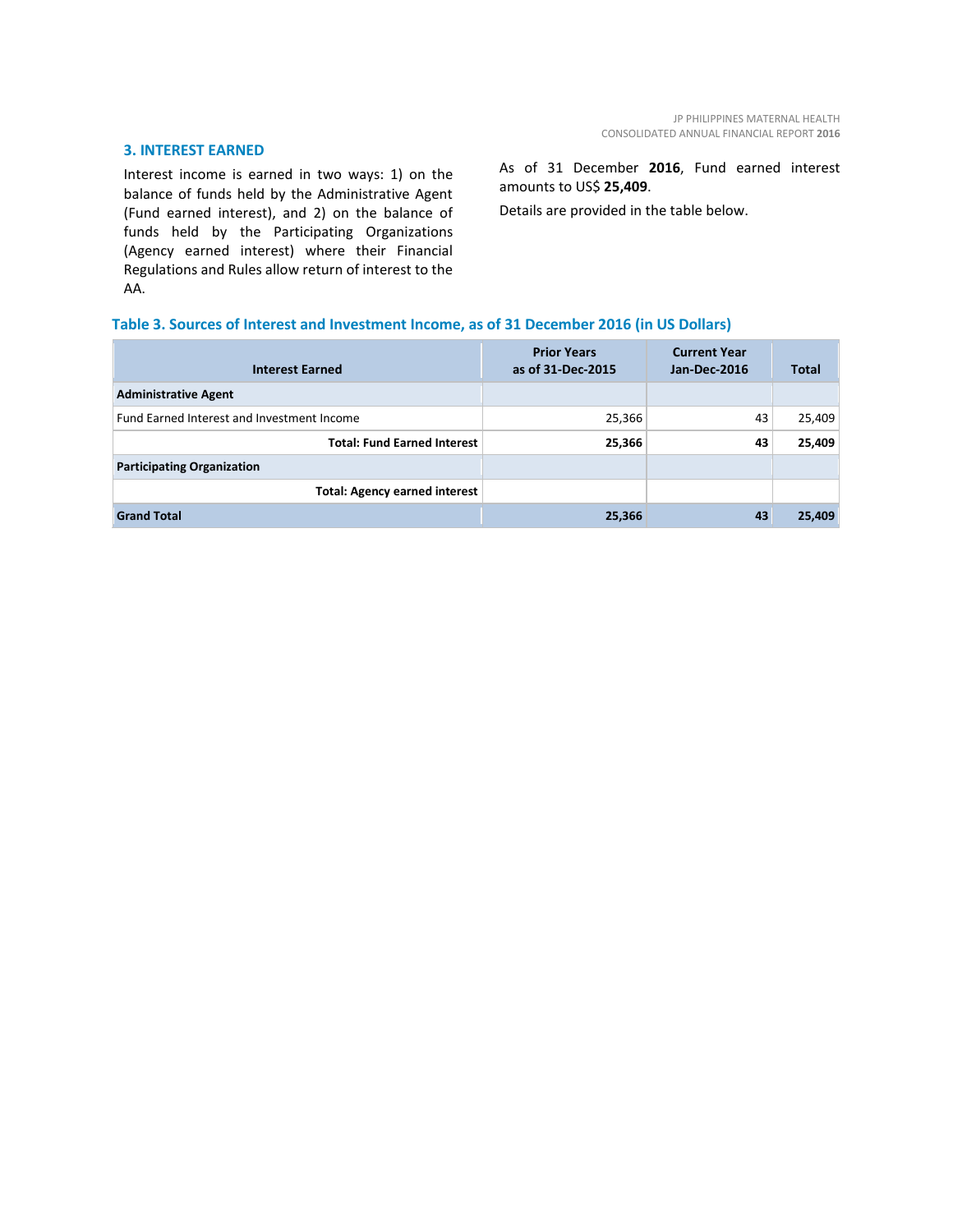## 3. INTEREST EARNED

Interest income is earned in two ways: 1) on the balance of funds held by the Administrative Agent (Fund earned interest), and 2) on the balance of funds held by the Participating Organizations (Agency earned interest) where their Financial Regulations and Rules allow return of interest to the AA.

As of 31 December **2016**, Fund earned interest amounts to US$ **25,409**.

Details are provided in the table below.

**Table 3. Sources of Interest and Investment Income, as of 31 December 2016 (in US Dollars)**

| Interest Earned | Prior Years as of 31-Dec-2015 | Current Year Jan-Dec-2016 | Total |
|---|---|---|---|
| **Administrative Agent** | | | |
| Fund Earned Interest and Investment Income | 25,366 | 43 | 25,409 |
| **Total: Fund Earned Interest** | **25,366** | **43** | **25,409** |
| **Participating Organization** | | | |
| **Total: Agency earned interest** | | | |
| **Grand Total** | **25,366** | **43** | **25,409** |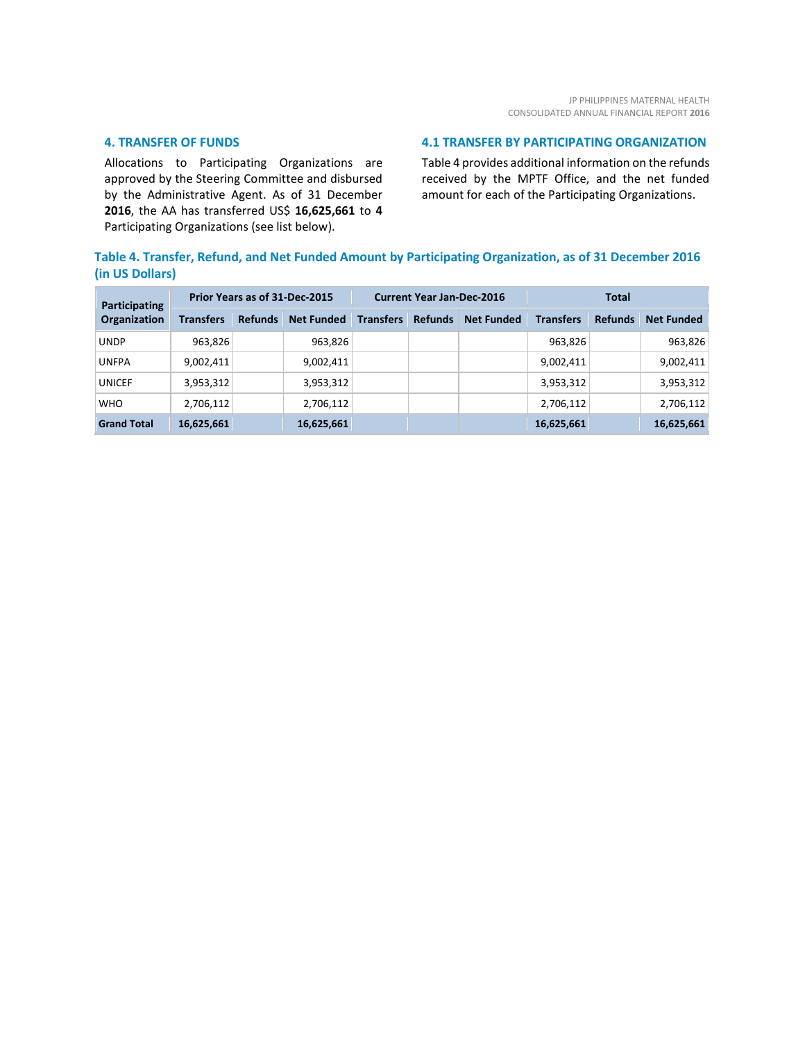## 4. TRANSFER OF FUNDS

Allocations to Participating Organizations are approved by the Steering Committee and disbursed by the Administrative Agent. As of 31 December **2016**, the AA has transferred US$ **16,625,661** to **4** Participating Organizations (see list below).

## 4.1 TRANSFER BY PARTICIPATING ORGANIZATION

Table 4 provides additional information on the refunds received by the MPTF Office, and the net funded amount for each of the Participating Organizations.

### Table 4. Transfer, Refund, and Net Funded Amount by Participating Organization, as of 31 December 2016 (in US Dollars)

| Participating Organization | Prior Years as of 31-Dec-2015 | | | Current Year Jan-Dec-2016 | | | Total | | |
|---|---|---|---|---|---|---|---|---|---|
| | Transfers | Refunds | Net Funded | Transfers | Refunds | Net Funded | Transfers | Refunds | Net Funded |
| UNDP | 963,826 | | 963,826 | | | | 963,826 | | 963,826 |
| UNFPA | 9,002,411 | | 9,002,411 | | | | 9,002,411 | | 9,002,411 |
| UNICEF | 3,953,312 | | 3,953,312 | | | | 3,953,312 | | 3,953,312 |
| WHO | 2,706,112 | | 2,706,112 | | | | 2,706,112 | | 2,706,112 |
| **Grand Total** | **16,625,661** | | **16,625,661** | | | | **16,625,661** | | **16,625,661** |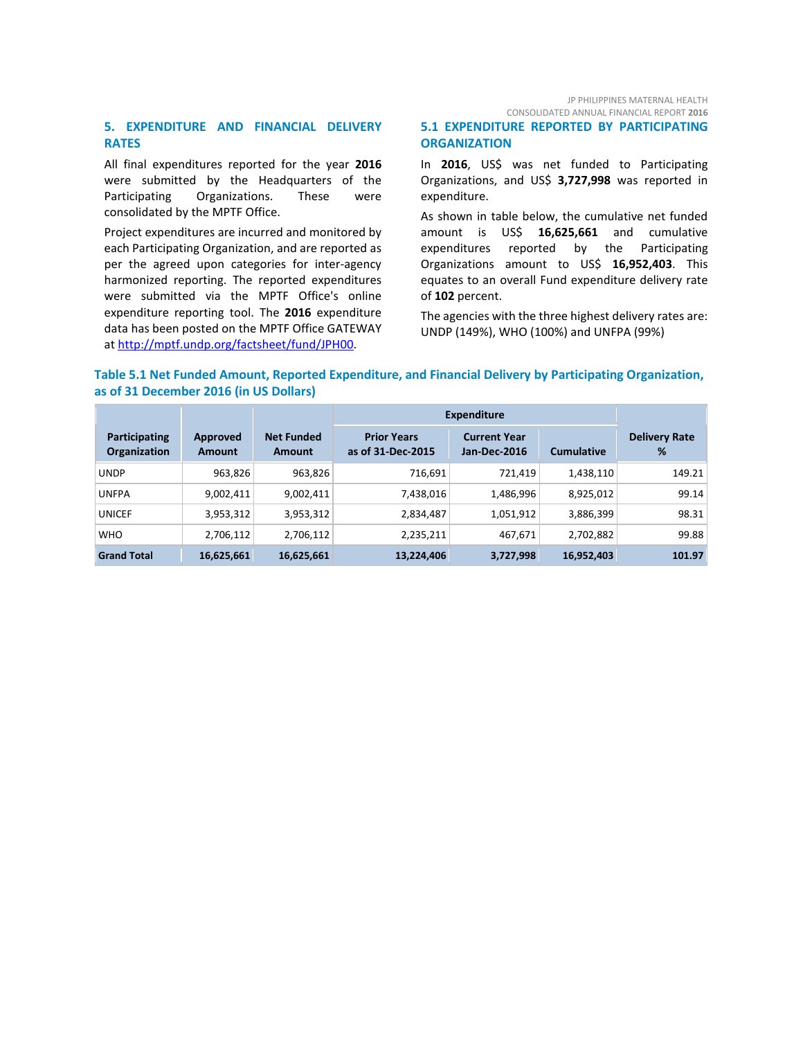## 5. EXPENDITURE AND FINANCIAL DELIVERY RATES

All final expenditures reported for the year **2016** were submitted by the Headquarters of the Participating Organizations. These were consolidated by the MPTF Office.

Project expenditures are incurred and monitored by each Participating Organization, and are reported as per the agreed upon categories for inter-agency harmonized reporting. The reported expenditures were submitted via the MPTF Office's online expenditure reporting tool. The **2016** expenditure data has been posted on the MPTF Office GATEWAY at [http://mptf.undp.org/factsheet/fund/JPH00](http://mptf.undp.org/factsheet/fund/JPH00).

### 5.1 EXPENDITURE REPORTED BY PARTICIPATING ORGANIZATION

In **2016**, US$ was net funded to Participating Organizations, and US$ **3,727,998** was reported in expenditure.

As shown in table below, the cumulative net funded amount is US$ **16,625,661** and cumulative expenditures reported by the Participating Organizations amount to US$ **16,952,403**. This equates to an overall Fund expenditure delivery rate of **102** percent.

The agencies with the three highest delivery rates are: UNDP (149%), WHO (100%) and UNFPA (99%)

**Table 5.1 Net Funded Amount, Reported Expenditure, and Financial Delivery by Participating Organization, as of 31 December 2016 (in US Dollars)**

| Participating Organization | Approved Amount | Net Funded Amount | Expenditure | | | Delivery Rate % |
|---|---|---|---|---|---|---|
| | | | Prior Years as of 31-Dec-2015 | Current Year Jan-Dec-2016 | Cumulative | |
| UNDP | 963,826 | 963,826 | 716,691 | 721,419 | 1,438,110 | 149.21 |
| UNFPA | 9,002,411 | 9,002,411 | 7,438,016 | 1,486,996 | 8,925,012 | 99.14 |
| UNICEF | 3,953,312 | 3,953,312 | 2,834,487 | 1,051,912 | 3,886,399 | 98.31 |
| WHO | 2,706,112 | 2,706,112 | 2,235,211 | 467,671 | 2,702,882 | 99.88 |
| **Grand Total** | **16,625,661** | **16,625,661** | **13,224,406** | **3,727,998** | **16,952,403** | **101.97** |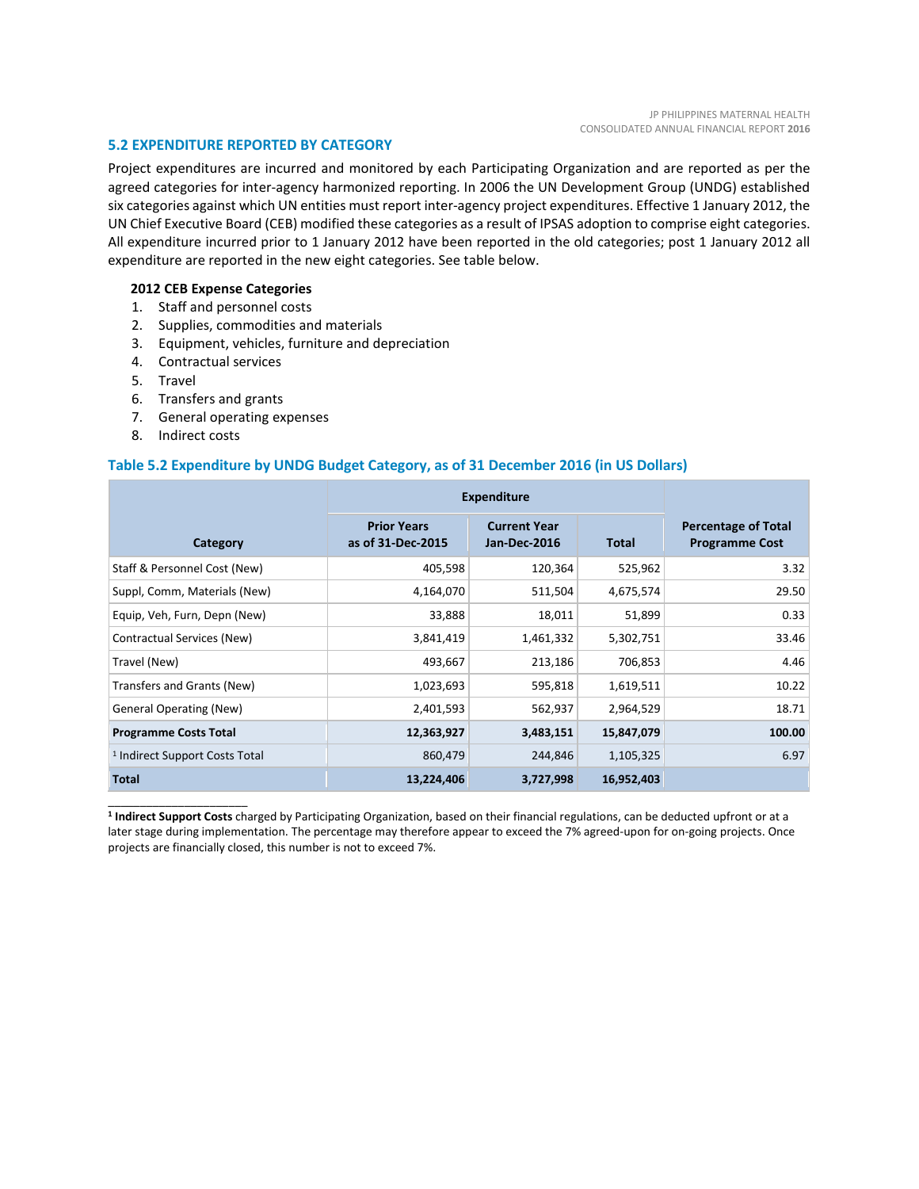## 5.2 EXPENDITURE REPORTED BY CATEGORY

Project expenditures are incurred and monitored by each Participating Organization and are reported as per the agreed categories for inter-agency harmonized reporting. In 2006 the UN Development Group (UNDG) established six categories against which UN entities must report inter-agency project expenditures. Effective 1 January 2012, the UN Chief Executive Board (CEB) modified these categories as a result of IPSAS adoption to comprise eight categories. All expenditure incurred prior to 1 January 2012 have been reported in the old categories; post 1 January 2012 all expenditure are reported in the new eight categories. See table below.

**2012 CEB Expense Categories**

1. Staff and personnel costs
2. Supplies, commodities and materials
3. Equipment, vehicles, furniture and depreciation
4. Contractual services
5. Travel
6. Transfers and grants
7. General operating expenses
8. Indirect costs

### Table 5.2 Expenditure by UNDG Budget Category, as of 31 December 2016 (in US Dollars)

| Category | Expenditure | | | Percentage of Total Programme Cost |
|---|---|---|---|---|
| | Prior Years as of 31-Dec-2015 | Current Year Jan-Dec-2016 | Total | |
| Staff & Personnel Cost (New) | 405,598 | 120,364 | 525,962 | 3.32 |
| Suppl, Comm, Materials (New) | 4,164,070 | 511,504 | 4,675,574 | 29.50 |
| Equip, Veh, Furn, Depn (New) | 33,888 | 18,011 | 51,899 | 0.33 |
| Contractual Services (New) | 3,841,419 | 1,461,332 | 5,302,751 | 33.46 |
| Travel (New) | 493,667 | 213,186 | 706,853 | 4.46 |
| Transfers and Grants (New) | 1,023,693 | 595,818 | 1,619,511 | 10.22 |
| General Operating (New) | 2,401,593 | 562,937 | 2,964,529 | 18.71 |
| **Programme Costs Total** | **12,363,927** | **3,483,151** | **15,847,079** | **100.00** |
| [1] Indirect Support Costs Total | 860,479 | 244,846 | 1,105,325 | 6.97 |
| **Total** | **13,224,406** | **3,727,998** | **16,952,403** | |

[1] **Indirect Support Costs** charged by Participating Organization, based on their financial regulations, can be deducted upfront or at a later stage during implementation. The percentage may therefore appear to exceed the 7% agreed-upon for on-going projects. Once projects are financially closed, this number is not to exceed 7%.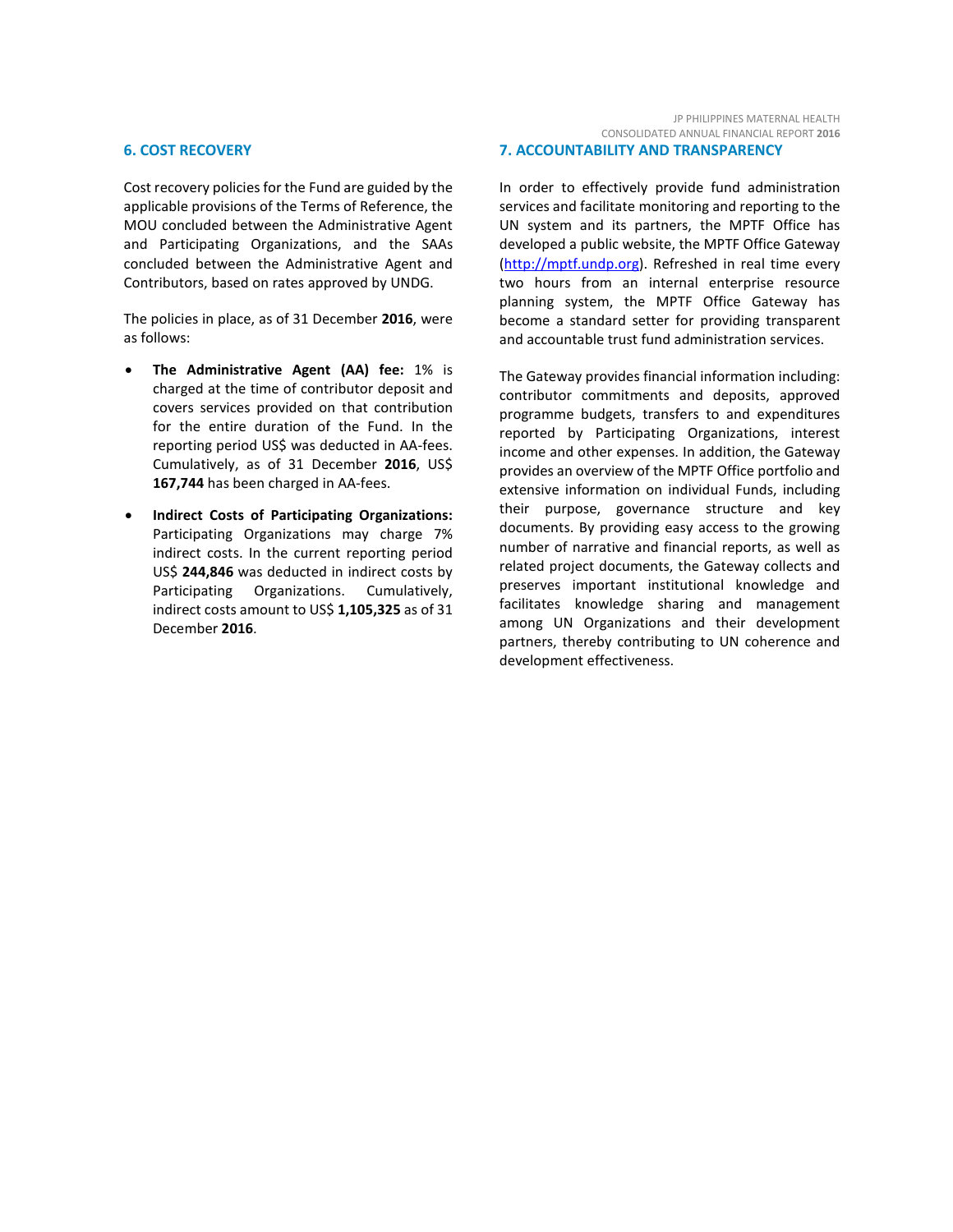## 6. COST RECOVERY

Cost recovery policies for the Fund are guided by the applicable provisions of the Terms of Reference, the MOU concluded between the Administrative Agent and Participating Organizations, and the SAAs concluded between the Administrative Agent and Contributors, based on rates approved by UNDG.

The policies in place, as of 31 December **2016**, were as follows:

- **The Administrative Agent (AA) fee:** 1% is charged at the time of contributor deposit and covers services provided on that contribution for the entire duration of the Fund. In the reporting period US$ was deducted in AA-fees. Cumulatively, as of 31 December **2016**, US$ **167,744** has been charged in AA-fees.
- **Indirect Costs of Participating Organizations:** Participating Organizations may charge 7% indirect costs. In the current reporting period US$ **244,846** was deducted in indirect costs by Participating Organizations. Cumulatively, indirect costs amount to US$ **1,105,325** as of 31 December **2016**.

## 7. ACCOUNTABILITY AND TRANSPARENCY

In order to effectively provide fund administration services and facilitate monitoring and reporting to the UN system and its partners, the MPTF Office has developed a public website, the MPTF Office Gateway (http://mptf.undp.org). Refreshed in real time every two hours from an internal enterprise resource planning system, the MPTF Office Gateway has become a standard setter for providing transparent and accountable trust fund administration services.

The Gateway provides financial information including: contributor commitments and deposits, approved programme budgets, transfers to and expenditures reported by Participating Organizations, interest income and other expenses. In addition, the Gateway provides an overview of the MPTF Office portfolio and extensive information on individual Funds, including their purpose, governance structure and key documents. By providing easy access to the growing number of narrative and financial reports, as well as related project documents, the Gateway collects and preserves important institutional knowledge and facilitates knowledge sharing and management among UN Organizations and their development partners, thereby contributing to UN coherence and development effectiveness.